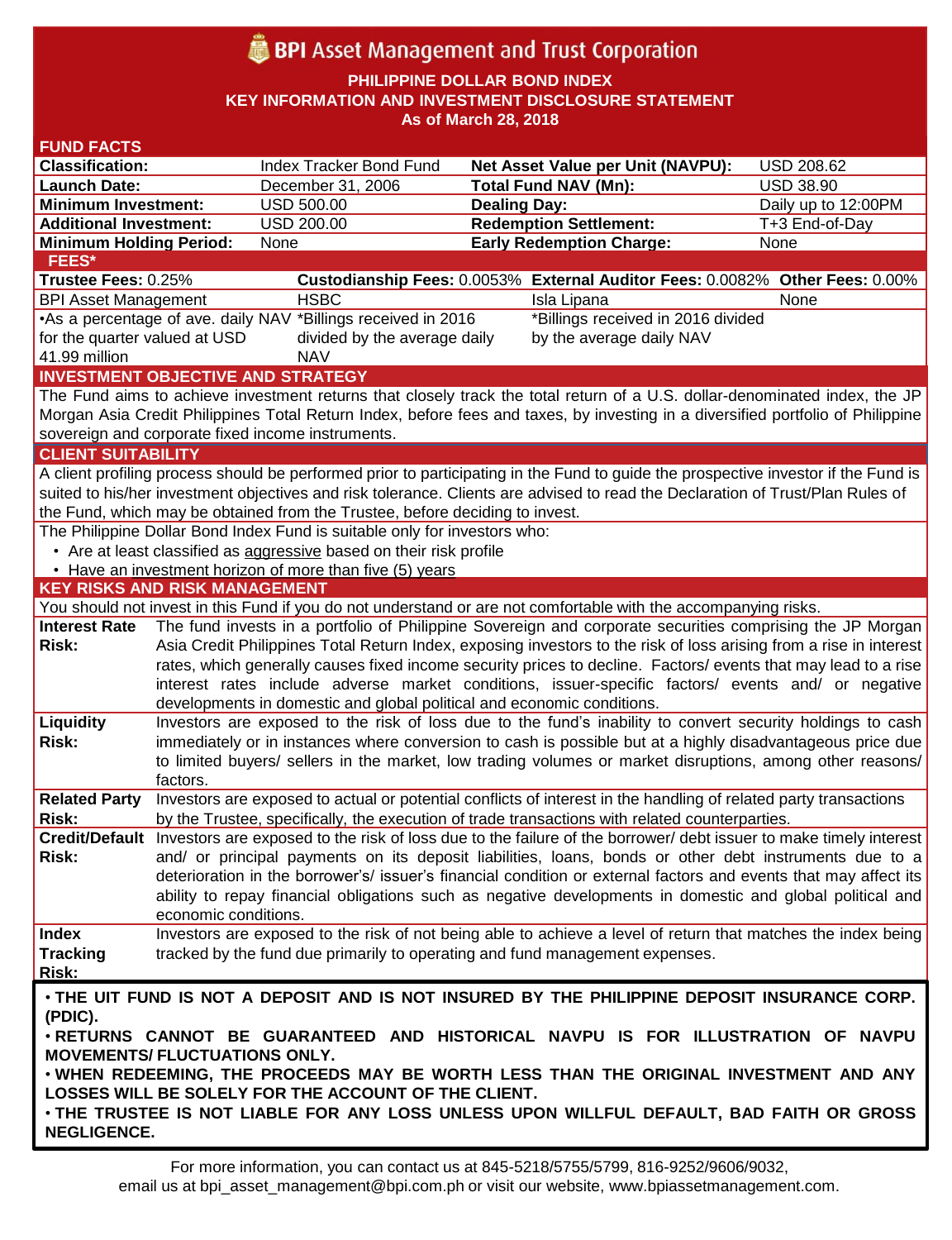# BPI Asset Management and Trust Corporation

**PHILIPPINE DOLLAR BOND INDEX**
**KEY INFORMATION AND INVESTMENT DISCLOSURE STATEMENT**
**As of March 28, 2018**

## FUND FACTS

| | | | |
|---|---|---|---|
| **Classification:** | Index Tracker Bond Fund | **Net Asset Value per Unit (NAVPU):** | USD 208.62 |
| **Launch Date:** | December 31, 2006 | **Total Fund NAV (Mn):** | USD 38.90 |
| **Minimum Investment:** | USD 500.00 | **Dealing Day:** | Daily up to 12:00PM |
| **Additional Investment:** | USD 200.00 | **Redemption Settlement:** | T+3 End-of-Day |
| **Minimum Holding Period:** | None | **Early Redemption Charge:** | None |

## FEES*

| **Trustee Fees:** 0.25% | **Custodianship Fees:** 0.0053% | **External Auditor Fees:** 0.0082% | **Other Fees:** 0.00% |
|---|---|---|---|
| BPI Asset Management | HSBC | Isla Lipana | None |
| •As a percentage of ave. daily NAV for the quarter valued at USD 41.99 million | *Billings received in 2016 divided by the average daily NAV | *Billings received in 2016 divided by the average daily NAV | |

## INVESTMENT OBJECTIVE AND STRATEGY

The Fund aims to achieve investment returns that closely track the total return of a U.S. dollar-denominated index, the JP Morgan Asia Credit Philippines Total Return Index, before fees and taxes, by investing in a diversified portfolio of Philippine sovereign and corporate fixed income instruments.

## CLIENT SUITABILITY

A client profiling process should be performed prior to participating in the Fund to guide the prospective investor if the Fund is suited to his/her investment objectives and risk tolerance. Clients are advised to read the Declaration of Trust/Plan Rules of the Fund, which may be obtained from the Trustee, before deciding to invest.

The Philippine Dollar Bond Index Fund is suitable only for investors who:

- Are at least classified as aggressive based on their risk profile
- Have an investment horizon of more than five (5) years

## KEY RISKS AND RISK MANAGEMENT

You should not invest in this Fund if you do not understand or are not comfortable with the accompanying risks.

| | |
|---|---|
| **Interest Rate Risk:** | The fund invests in a portfolio of Philippine Sovereign and corporate securities comprising the JP Morgan Asia Credit Philippines Total Return Index, exposing investors to the risk of loss arising from a rise in interest rates, which generally causes fixed income security prices to decline. Factors/ events that may lead to a rise interest rates include adverse market conditions, issuer-specific factors/ events and/ or negative developments in domestic and global political and economic conditions. |
| **Liquidity Risk:** | Investors are exposed to the risk of loss due to the fund's inability to convert security holdings to cash immediately or in instances where conversion to cash is possible but at a highly disadvantageous price due to limited buyers/ sellers in the market, low trading volumes or market disruptions, among other reasons/ factors. |
| **Related Party Risk:** | Investors are exposed to actual or potential conflicts of interest in the handling of related party transactions by the Trustee, specifically, the execution of trade transactions with related counterparties. |
| **Credit/Default Risk:** | Investors are exposed to the risk of loss due to the failure of the borrower/ debt issuer to make timely interest and/ or principal payments on its deposit liabilities, loans, bonds or other debt instruments due to a deterioration in the borrower's/ issuer's financial condition or external factors and events that may affect its ability to repay financial obligations such as negative developments in domestic and global political and economic conditions. |
| **Index Tracking Risk:** | Investors are exposed to the risk of not being able to achieve a level of return that matches the index being tracked by the fund due primarily to operating and fund management expenses. |

**• THE UIT FUND IS NOT A DEPOSIT AND IS NOT INSURED BY THE PHILIPPINE DEPOSIT INSURANCE CORP. (PDIC).**

**• RETURNS CANNOT BE GUARANTEED AND HISTORICAL NAVPU IS FOR ILLUSTRATION OF NAVPU MOVEMENTS/ FLUCTUATIONS ONLY.**

**• WHEN REDEEMING, THE PROCEEDS MAY BE WORTH LESS THAN THE ORIGINAL INVESTMENT AND ANY LOSSES WILL BE SOLELY FOR THE ACCOUNT OF THE CLIENT.**

**• THE TRUSTEE IS NOT LIABLE FOR ANY LOSS UNLESS UPON WILLFUL DEFAULT, BAD FAITH OR GROSS NEGLIGENCE.**

For more information, you can contact us at 845-5218/5755/5799, 816-9252/9606/9032, email us at bpi_asset_management@bpi.com.ph or visit our website, www.bpiassetmanagement.com.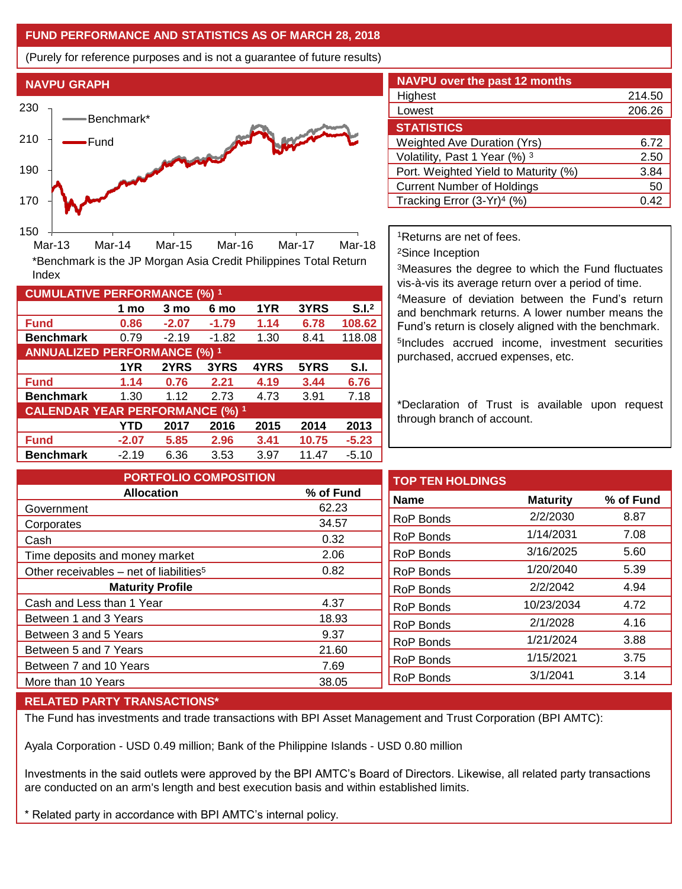## FUND PERFORMANCE AND STATISTICS AS OF MARCH 28, 2018

(Purely for reference purposes and is not a guarantee of future results)

### NAVPU GRAPH

*Benchmark is the JP Morgan Asia Credit Philippines Total Return Index

### NAVPU over the past 12 months

| | |
|---|---|
| Highest | 214.50 |
| Lowest | 206.26 |

### STATISTICS

| | |
|---|---|
| Weighted Ave Duration (Yrs) | 6.72 |
| Volatility, Past 1 Year (%) [3] | 2.50 |
| Port. Weighted Yield to Maturity (%) | 3.84 |
| Current Number of Holdings | 50 |
| Tracking Error (3-Yr)[4] (%) | 0.42 |

### CUMULATIVE PERFORMANCE (%) [1]

| | 1 mo | 3 mo | 6 mo | 1YR | 3YRS | S.I.[2] |
|---|---|---|---|---|---|---|
| **Fund** | **0.86** | **-2.07** | **-1.79** | **1.14** | **6.78** | **108.62** |
| **Benchmark** | 0.79 | -2.19 | -1.82 | 1.30 | 8.41 | 118.08 |

### ANNUALIZED PERFORMANCE (%) [1]

| | 1YR | 2YRS | 3YRS | 4YRS | 5YRS | S.I. |
|---|---|---|---|---|---|---|
| **Fund** | **1.14** | **0.76** | **2.21** | **4.19** | **3.44** | **6.76** |
| **Benchmark** | 1.30 | 1.12 | 2.73 | 4.73 | 3.91 | 7.18 |

### CALENDAR YEAR PERFORMANCE (%) [1]

| | YTD | 2017 | 2016 | 2015 | 2014 | 2013 |
|---|---|---|---|---|---|---|
| **Fund** | **-2.07** | **5.85** | **2.96** | **3.41** | **10.75** | **-5.23** |
| **Benchmark** | -2.19 | 6.36 | 3.53 | 3.97 | 11.47 | -5.10 |

[1]Returns are net of fees.
[2]Since Inception
[3]Measures the degree to which the Fund fluctuates vis-à-vis its average return over a period of time.
[4]Measure of deviation between the Fund's return and benchmark returns. A lower number means the Fund's return is closely aligned with the benchmark.
[5]Includes accrued income, investment securities purchased, accrued expenses, etc.

*Declaration of Trust is available upon request through branch of account.

### PORTFOLIO COMPOSITION

| Allocation | % of Fund |
|---|---|
| Government | 62.23 |
| Corporates | 34.57 |
| Cash | 0.32 |
| Time deposits and money market | 2.06 |
| Other receivables – net of liabilities[5] | 0.82 |
| **Maturity Profile** | |
| Cash and Less than 1 Year | 4.37 |
| Between 1 and 3 Years | 18.93 |
| Between 3 and 5 Years | 9.37 |
| Between 5 and 7 Years | 21.60 |
| Between 7 and 10 Years | 7.69 |
| More than 10 Years | 38.05 |

### TOP TEN HOLDINGS

| Name | Maturity | % of Fund |
|---|---|---|
| RoP Bonds | 2/2/2030 | 8.87 |
| RoP Bonds | 1/14/2031 | 7.08 |
| RoP Bonds | 3/16/2025 | 5.60 |
| RoP Bonds | 1/20/2040 | 5.39 |
| RoP Bonds | 2/2/2042 | 4.94 |
| RoP Bonds | 10/23/2034 | 4.72 |
| RoP Bonds | 2/1/2028 | 4.16 |
| RoP Bonds | 1/21/2024 | 3.88 |
| RoP Bonds | 1/15/2021 | 3.75 |
| RoP Bonds | 3/1/2041 | 3.14 |

### RELATED PARTY TRANSACTIONS*

The Fund has investments and trade transactions with BPI Asset Management and Trust Corporation (BPI AMTC):

Ayala Corporation - USD 0.49 million; Bank of the Philippine Islands - USD 0.80 million

Investments in the said outlets were approved by the BPI AMTC's Board of Directors. Likewise, all related party transactions are conducted on an arm's length and best execution basis and within established limits.

* Related party in accordance with BPI AMTC's internal policy.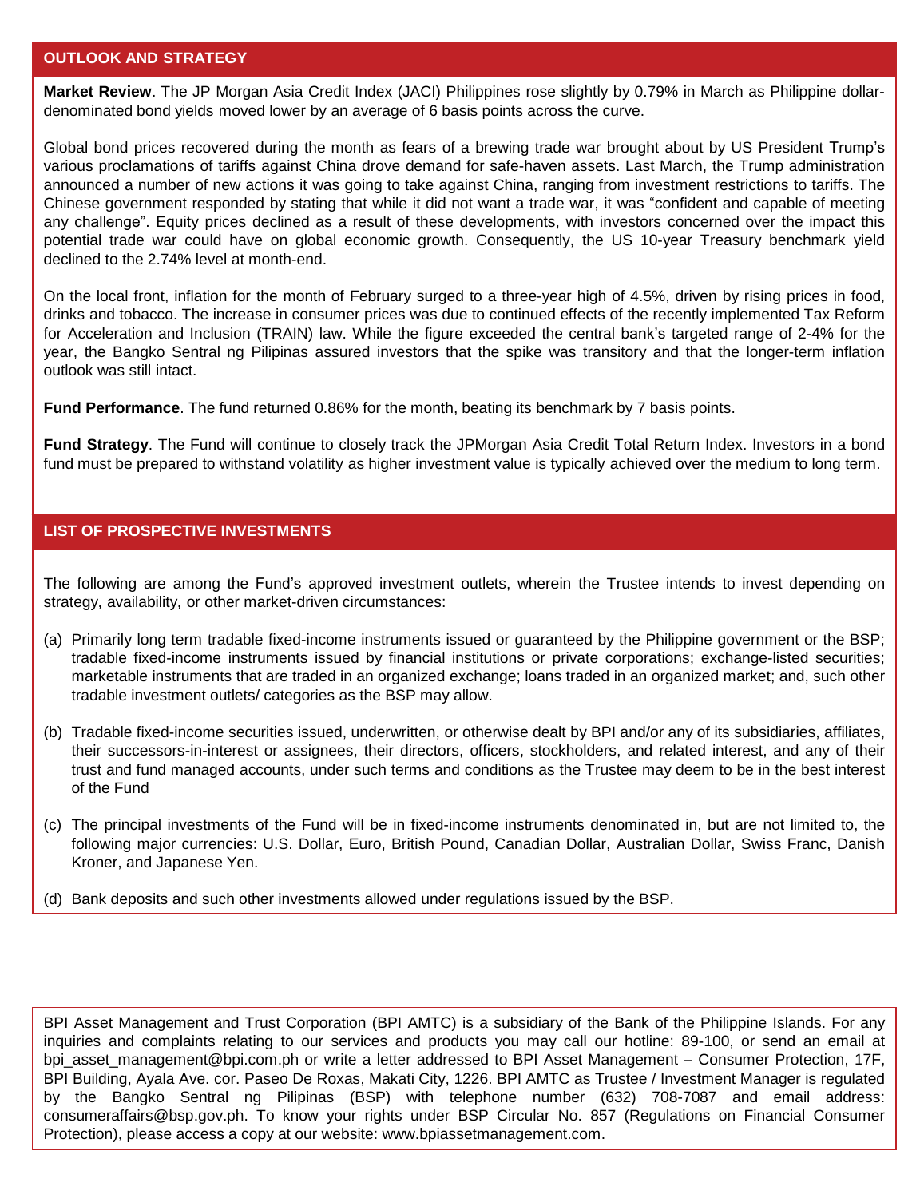## OUTLOOK AND STRATEGY

**Market Review**. The JP Morgan Asia Credit Index (JACI) Philippines rose slightly by 0.79% in March as Philippine dollar-denominated bond yields moved lower by an average of 6 basis points across the curve.

Global bond prices recovered during the month as fears of a brewing trade war brought about by US President Trump's various proclamations of tariffs against China drove demand for safe-haven assets. Last March, the Trump administration announced a number of new actions it was going to take against China, ranging from investment restrictions to tariffs. The Chinese government responded by stating that while it did not want a trade war, it was "confident and capable of meeting any challenge". Equity prices declined as a result of these developments, with investors concerned over the impact this potential trade war could have on global economic growth. Consequently, the US 10-year Treasury benchmark yield declined to the 2.74% level at month-end.

On the local front, inflation for the month of February surged to a three-year high of 4.5%, driven by rising prices in food, drinks and tobacco. The increase in consumer prices was due to continued effects of the recently implemented Tax Reform for Acceleration and Inclusion (TRAIN) law. While the figure exceeded the central bank's targeted range of 2-4% for the year, the Bangko Sentral ng Pilipinas assured investors that the spike was transitory and that the longer-term inflation outlook was still intact.

**Fund Performance**. The fund returned 0.86% for the month, beating its benchmark by 7 basis points.

**Fund Strategy**. The Fund will continue to closely track the JPMorgan Asia Credit Total Return Index. Investors in a bond fund must be prepared to withstand volatility as higher investment value is typically achieved over the medium to long term.

## LIST OF PROSPECTIVE INVESTMENTS

The following are among the Fund's approved investment outlets, wherein the Trustee intends to invest depending on strategy, availability, or other market-driven circumstances:

(a) Primarily long term tradable fixed-income instruments issued or guaranteed by the Philippine government or the BSP; tradable fixed-income instruments issued by financial institutions or private corporations; exchange-listed securities; marketable instruments that are traded in an organized exchange; loans traded in an organized market; and, such other tradable investment outlets/ categories as the BSP may allow.

(b) Tradable fixed-income securities issued, underwritten, or otherwise dealt by BPI and/or any of its subsidiaries, affiliates, their successors-in-interest or assignees, their directors, officers, stockholders, and related interest, and any of their trust and fund managed accounts, under such terms and conditions as the Trustee may deem to be in the best interest of the Fund

(c) The principal investments of the Fund will be in fixed-income instruments denominated in, but are not limited to, the following major currencies: U.S. Dollar, Euro, British Pound, Canadian Dollar, Australian Dollar, Swiss Franc, Danish Kroner, and Japanese Yen.

(d) Bank deposits and such other investments allowed under regulations issued by the BSP.

BPI Asset Management and Trust Corporation (BPI AMTC) is a subsidiary of the Bank of the Philippine Islands. For any inquiries and complaints relating to our services and products you may call our hotline: 89-100, or send an email at bpi_asset_management@bpi.com.ph or write a letter addressed to BPI Asset Management – Consumer Protection, 17F, BPI Building, Ayala Ave. cor. Paseo De Roxas, Makati City, 1226. BPI AMTC as Trustee / Investment Manager is regulated by the Bangko Sentral ng Pilipinas (BSP) with telephone number (632) 708-7087 and email address: consumeraffairs@bsp.gov.ph. To know your rights under BSP Circular No. 857 (Regulations on Financial Consumer Protection), please access a copy at our website: www.bpiassetmanagement.com.